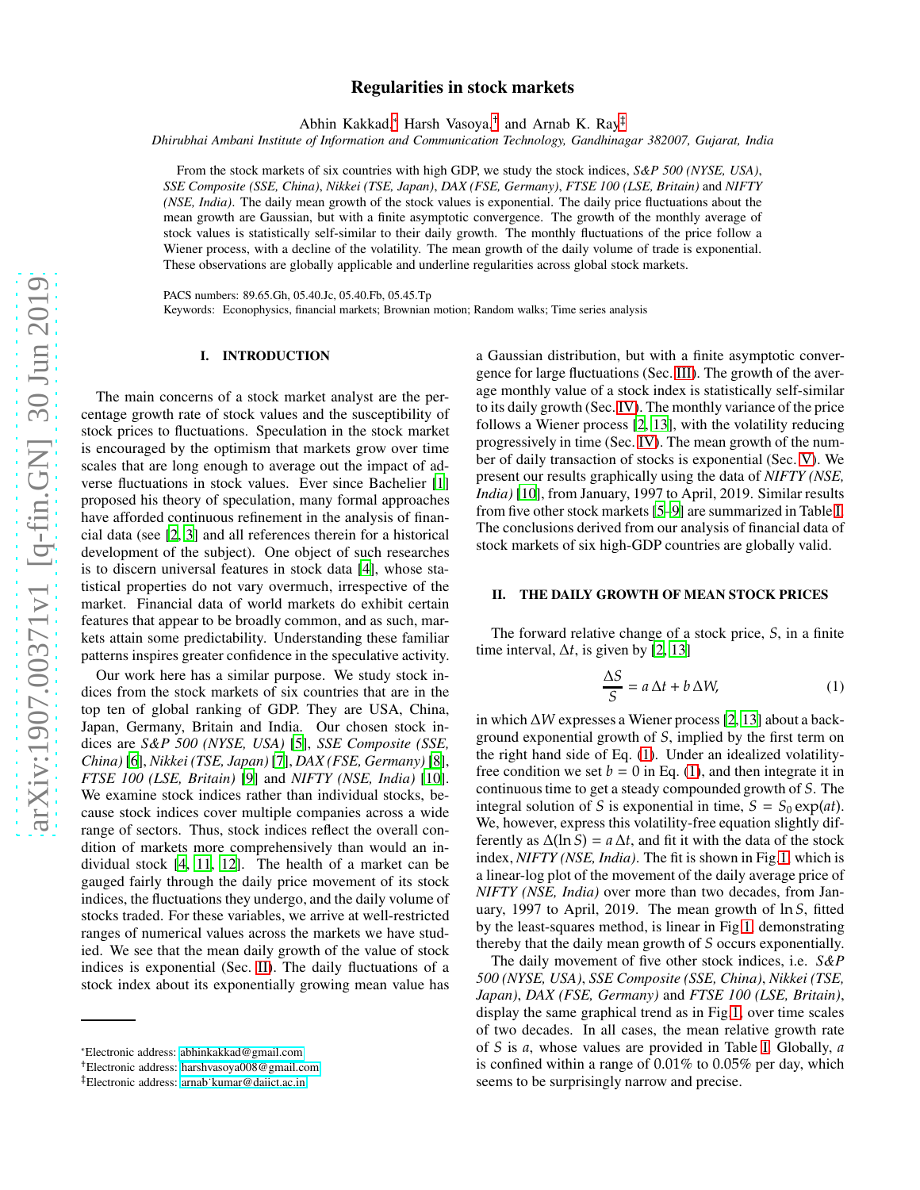# Regularities in stock markets

Abhin Kakkad,[*] Harsh Vasoya,[†] and Arnab K. Ray[‡]

*Dhirubhai Ambani Institute of Information and Communication Technology, Gandhinagar 382007, Gujarat, India*

From the stock markets of six countries with high GDP, we study the stock indices, *S&P 500 (NYSE, USA)*, *SSE Composite (SSE, China)*, *Nikkei (TSE, Japan)*, *DAX (FSE, Germany)*, *FTSE 100 (LSE, Britain)* and *NIFTY (NSE, India)*. The daily mean growth of the stock values is exponential. The daily price fluctuations about the mean growth are Gaussian, but with a finite asymptotic convergence. The growth of the monthly average of stock values is statistically self-similar to their daily growth. The monthly fluctuations of the price follow a Wiener process, with a decline of the volatility. The mean growth of the daily volume of trade is exponential. These observations are globally applicable and underline regularities across global stock markets.

PACS numbers: 89.65.Gh, 05.40.Jc, 05.40.Fb, 05.45.Tp

Keywords: Econophysics, financial markets; Brownian motion; Random walks; Time series analysis

## I. INTRODUCTION

The main concerns of a stock market analyst are the percentage growth rate of stock values and the susceptibility of stock prices to fluctuations. Speculation in the stock market is encouraged by the optimism that markets grow over time scales that are long enough to average out the impact of adverse fluctuations in stock values. Ever since Bachelier [1] proposed his theory of speculation, many formal approaches have afforded continuous refinement in the analysis of financial data (see [2, 3] and all references therein for a historical development of the subject). One object of such researches is to discern universal features in stock data [4], whose statistical properties do not vary overmuch, irrespective of the market. Financial data of world markets do exhibit certain features that appear to be broadly common, and as such, markets attain some predictability. Understanding these familiar patterns inspires greater confidence in the speculative activity.

Our work here has a similar purpose. We study stock indices from the stock markets of six countries that are in the top ten of global ranking of GDP. They are USA, China, Japan, Germany, Britain and India. Our chosen stock indices are *S&P 500 (NYSE, USA)* [5], *SSE Composite (SSE, China)* [6], *Nikkei (TSE, Japan)* [7], *DAX (FSE, Germany)* [8], *FTSE 100 (LSE, Britain)* [9] and *NIFTY (NSE, India)* [10]. We examine stock indices rather than individual stocks, because stock indices cover multiple companies across a wide range of sectors. Thus, stock indices reflect the overall condition of markets more comprehensively than would an individual stock [4, 11, 12]. The health of a market can be gauged fairly through the daily price movement of its stock indices, the fluctuations they undergo, and the daily volume of stocks traded. For these variables, we arrive at well-restricted ranges of numerical values across the markets we have studied. We see that the mean daily growth of the value of stock indices is exponential (Sec. II). The daily fluctuations of a stock index about its exponentially growing mean value has a Gaussian distribution, but with a finite asymptotic convergence for large fluctuations (Sec. III). The growth of the average monthly value of a stock index is statistically self-similar to its daily growth (Sec. IV). The monthly variance of the price follows a Wiener process [2, 13], with the volatility reducing progressively in time (Sec. IV). The mean growth of the number of daily transaction of stocks is exponential (Sec. V). We present our results graphically using the data of *NIFTY (NSE, India)* [10], from January, 1997 to April, 2019. Similar results from five other stock markets [5–9] are summarized in Table I. The conclusions derived from our analysis of financial data of stock markets of six high-GDP countries are globally valid.

## II. THE DAILY GROWTH OF MEAN STOCK PRICES

The forward relative change of a stock price, $S$, in a finite time interval, $\Delta t$, is given by [2, 13]

$$\frac{\Delta S}{S} = a\,\Delta t + b\,\Delta W, \tag{1}$$

in which $\Delta W$ expresses a Wiener process [2, 13] about a background exponential growth of $S$, implied by the first term on the right hand side of Eq. (1). Under an idealized volatility-free condition we set $b = 0$ in Eq. (1), and then integrate it in continuous time to get a steady compounded growth of $S$. The integral solution of $S$ is exponential in time, $S = S_0 \exp(at)$. We, however, express this volatility-free equation slightly differently as $\Delta(\ln S) = a\,\Delta t$, and fit it with the data of the stock index, *NIFTY (NSE, India)*. The fit is shown in Fig. 1, which is a linear-log plot of the movement of the daily average price of *NIFTY (NSE, India)* over more than two decades, from January, 1997 to April, 2019. The mean growth of $\ln S$, fitted by the least-squares method, is linear in Fig. 1, demonstrating thereby that the daily mean growth of $S$ occurs exponentially.

The daily movement of five other stock indices, i.e. *S&P 500 (NYSE, USA)*, *SSE Composite (SSE, China)*, *Nikkei (TSE, Japan)*, *DAX (FSE, Germany)* and *FTSE 100 (LSE, Britain)*, display the same graphical trend as in Fig. 1, over time scales of two decades. In all cases, the mean relative growth rate of $S$ is $a$, whose values are provided in Table I. Globally, $a$ is confined within a range of 0.01% to 0.05% per day, which seems to be surprisingly narrow and precise.

---

[*] Electronic address: abhinkakkad@gmail.com

[†] Electronic address: harshvasoya008@gmail.com

[‡] Electronic address: arnab_kumar@daiict.ac.in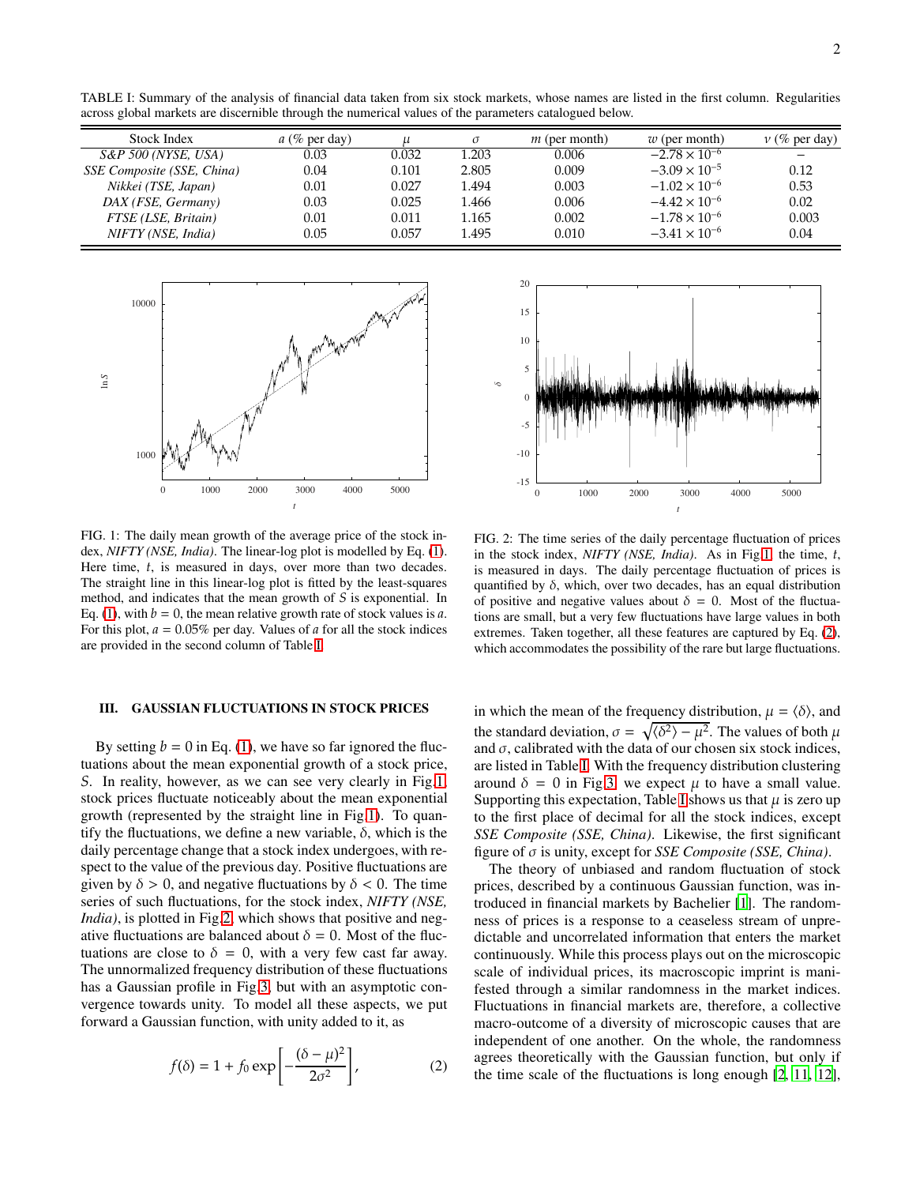TABLE I: Summary of the analysis of financial data taken from six stock markets, whose names are listed in the first column. Regularities across global markets are discernible through the numerical values of the parameters catalogued below.

| Stock Index | $a$ (% per day) | $\mu$ | $\sigma$ | $m$ (per month) | $w$ (per month) | $\nu$ (% per day) |
|---|---|---|---|---|---|---|
| *S&P 500 (NYSE, USA)* | 0.03 | 0.032 | 1.203 | 0.006 | $-2.78 \times 10^{-6}$ | − |
| *SSE Composite (SSE, China)* | 0.04 | 0.101 | 2.805 | 0.009 | $-3.09 \times 10^{-5}$ | 0.12 |
| *Nikkei (TSE, Japan)* | 0.01 | 0.027 | 1.494 | 0.003 | $-1.02 \times 10^{-6}$ | 0.53 |
| *DAX (FSE, Germany)* | 0.03 | 0.025 | 1.466 | 0.006 | $-4.42 \times 10^{-6}$ | 0.02 |
| *FTSE (LSE, Britain)* | 0.01 | 0.011 | 1.165 | 0.002 | $-1.78 \times 10^{-6}$ | 0.003 |
| *NIFTY (NSE, India)* | 0.05 | 0.057 | 1.495 | 0.010 | $-3.41 \times 10^{-6}$ | 0.04 |

FIG. 1: The daily mean growth of the average price of the stock index, *NIFTY (NSE, India)*. The linear-log plot is modelled by Eq. (1). Here time, $t$, is measured in days, over more than two decades. The straight line in this linear-log plot is fitted by the least-squares method, and indicates that the mean growth of $S$ is exponential. In Eq. (1), with $b = 0$, the mean relative growth rate of stock values is $a$. For this plot, $a = 0.05\%$ per day. Values of $a$ for all the stock indices are provided in the second column of Table I.

FIG. 2: The time series of the daily percentage fluctuation of prices in the stock index, *NIFTY (NSE, India)*. As in Fig. 1, the time, $t$, is measured in days. The daily percentage fluctuation of prices is quantified by $\delta$, which, over two decades, has an equal distribution of positive and negative values about $\delta = 0$. Most of the fluctuations are small, but a very few fluctuations have large values in both extremes. Taken together, all these features are captured by Eq. (2), which accommodates the possibility of the rare but large fluctuations.

## III. GAUSSIAN FLUCTUATIONS IN STOCK PRICES

By setting $b = 0$ in Eq. (1), we have so far ignored the fluctuations about the mean exponential growth of a stock price, $S$. In reality, however, as we can see very clearly in Fig. 1, stock prices fluctuate noticeably about the mean exponential growth (represented by the straight line in Fig. 1). To quantify the fluctuations, we define a new variable, $\delta$, which is the daily percentage change that a stock index undergoes, with respect to the value of the previous day. Positive fluctuations are given by $\delta > 0$, and negative fluctuations by $\delta < 0$. The time series of such fluctuations, for the stock index, *NIFTY (NSE, India)*, is plotted in Fig. 2, which shows that positive and negative fluctuations are balanced about $\delta = 0$. Most of the fluctuations are close to $\delta = 0$, with a very few cast far away. The unnormalized frequency distribution of these fluctuations has a Gaussian profile in Fig. 3, but with an asymptotic convergence towards unity. To model all these aspects, we put forward a Gaussian function, with unity added to it, as

$$f(\delta) = 1 + f_0 \exp\left[-\frac{(\delta - \mu)^2}{2\sigma^2}\right], \tag{2}$$

in which the mean of the frequency distribution, $\mu = \langle \delta \rangle$, and the standard deviation, $\sigma = \sqrt{\langle \delta^2 \rangle - \mu^2}$. The values of both $\mu$ and $\sigma$, calibrated with the data of our chosen six stock indices, are listed in Table I. With the frequency distribution clustering around $\delta = 0$ in Fig. 3, we expect $\mu$ to have a small value. Supporting this expectation, Table I shows us that $\mu$ is zero up to the first place of decimal for all the stock indices, except *SSE Composite (SSE, China)*. Likewise, the first significant figure of $\sigma$ is unity, except for *SSE Composite (SSE, China)*.

The theory of unbiased and random fluctuation of stock prices, described by a continuous Gaussian function, was introduced in financial markets by Bachelier [1]. The randomness of prices is a response to a ceaseless stream of unpredictable and uncorrelated information that enters the market continuously. While this process plays out on the microscopic scale of individual prices, its macroscopic imprint is manifested through a similar randomness in the market indices. Fluctuations in financial markets are, therefore, a collective macro-outcome of a diversity of microscopic causes that are independent of one another. On the whole, the randomness agrees theoretically with the Gaussian function, but only if the time scale of the fluctuations is long enough [2, 11, 12],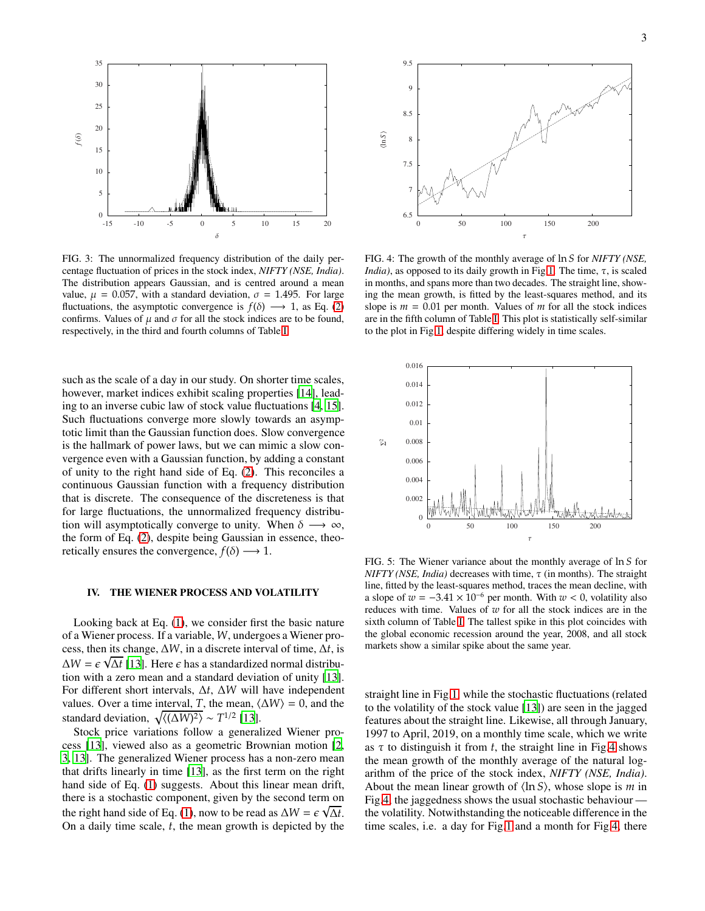FIG. 3: The unnormalized frequency distribution of the daily percentage fluctuation of prices in the stock index, *NIFTY (NSE, India)*. The distribution appears Gaussian, and is centred around a mean value, $\mu = 0.057$, with a standard deviation, $\sigma = 1.495$. For large fluctuations, the asymptotic convergence is $f(\delta) \longrightarrow 1$, as Eq. (2) confirms. Values of $\mu$ and $\sigma$ for all the stock indices are to be found, respectively, in the third and fourth columns of Table I.

FIG. 4: The growth of the monthly average of $\ln S$ for *NIFTY (NSE, India)*, as opposed to its daily growth in Fig.1. The time, $\tau$, is scaled in months, and spans more than two decades. The straight line, showing the mean growth, is fitted by the least-squares method, and its slope is $m = 0.01$ per month. Values of $m$ for all the stock indices are in the fifth column of Table I. This plot is statistically self-similar to the plot in Fig.1, despite differing widely in time scales.

FIG. 5: The Wiener variance about the monthly average of $\ln S$ for *NIFTY (NSE, India)* decreases with time, $\tau$ (in months). The straight line, fitted by the least-squares method, traces the mean decline, with a slope of $w = -3.41 \times 10^{-6}$ per month. With $w < 0$, volatility also reduces with time. Values of $w$ for all the stock indices are in the sixth column of Table I. The tallest spike in this plot coincides with the global economic recession around the year, 2008, and all stock markets show a similar spike about the same year.

such as the scale of a day in our study. On shorter time scales, however, market indices exhibit scaling properties [14], leading to an inverse cubic law of stock value fluctuations [4, 15]. Such fluctuations converge more slowly towards an asymptotic limit than the Gaussian function does. Slow convergence is the hallmark of power laws, but we can mimic a slow convergence even with a Gaussian function, by adding a constant of unity to the right hand side of Eq. (2). This reconciles a continuous Gaussian function with a frequency distribution that is discrete. The consequence of the discreteness is that for large fluctuations, the unnormalized frequency distribution will asymptotically converge to unity. When $\delta \longrightarrow \infty$, the form of Eq. (2), despite being Gaussian in essence, theoretically ensures the convergence, $f(\delta) \longrightarrow 1$.

## IV. THE WIENER PROCESS AND VOLATILITY

Looking back at Eq. (1), we consider first the basic nature of a Wiener process. If a variable, $W$, undergoes a Wiener process, then its change, $\Delta W$, in a discrete interval of time, $\Delta t$, is $\Delta W = \epsilon\sqrt{\Delta t}$ [13]. Here $\epsilon$ has a standardized normal distribution with a zero mean and a standard deviation of unity [13]. For different short intervals, $\Delta t$, $\Delta W$ will have independent values. Over a time interval, $T$, the mean, $\langle \Delta W \rangle = 0$, and the standard deviation, $\sqrt{\langle (\Delta W)^2 \rangle} \sim T^{1/2}$ [13].

Stock price variations follow a generalized Wiener process [13], viewed also as a geometric Brownian motion [2, 3, 13]. The generalized Wiener process has a non-zero mean that drifts linearly in time [13], as the first term on the right hand side of Eq. (1) suggests. About this linear mean drift, there is a stochastic component, given by the second term on the right hand side of Eq. (1), now to be read as $\Delta W = \epsilon\sqrt{\Delta t}$. On a daily time scale, $t$, the mean growth is depicted by the straight line in Fig.1, while the stochastic fluctuations (related to the volatility of the stock value [13]) are seen in the jagged features about the straight line. Likewise, all through January, 1997 to April, 2019, on a monthly time scale, which we write as $\tau$ to distinguish it from $t$, the straight line in Fig.4 shows the mean growth of the monthly average of the natural logarithm of the price of the stock index, *NIFTY (NSE, India)*. About the mean linear growth of $\langle \ln S \rangle$, whose slope is $m$ in Fig.4, the jaggedness shows the usual stochastic behaviour — the volatility. Notwithstanding the noticeable difference in the time scales, i.e. a day for Fig.1 and a month for Fig.4, there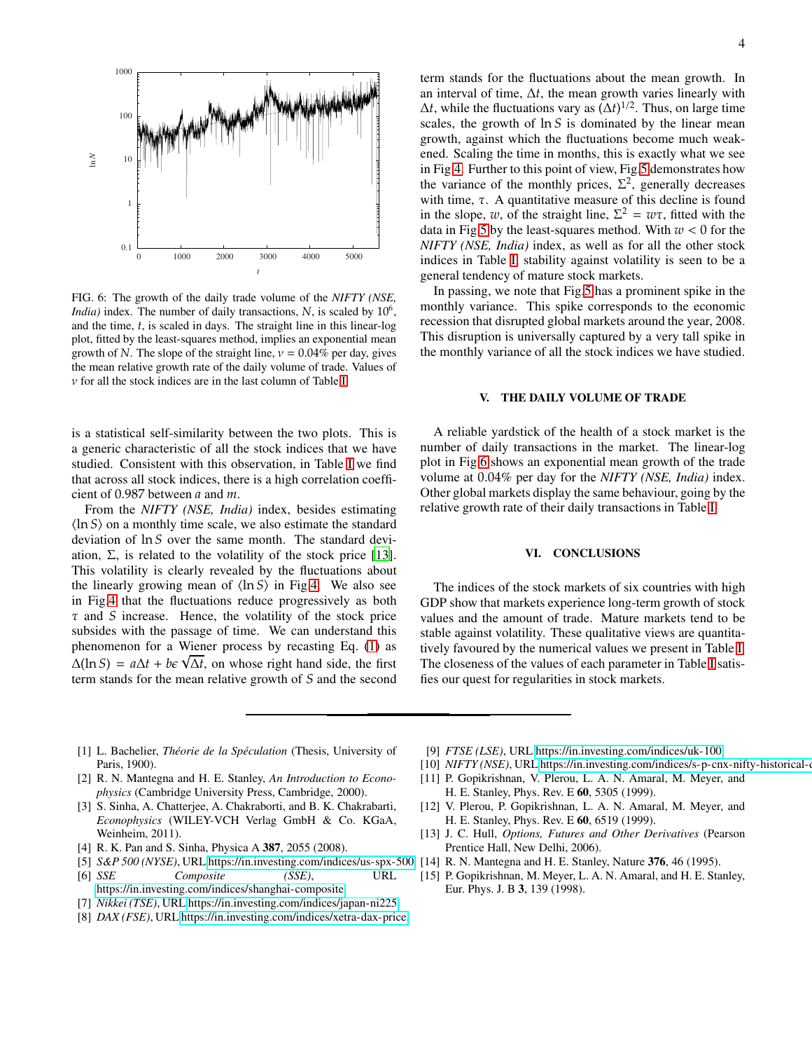1000

100

10

1

0.1

0 1000 2000 3000 4000 5000

ln $N$

$t$

FIG. 6: The growth of the daily trade volume of the *NIFTY (NSE, India)* index. The number of daily transactions, $N$, is scaled by $10^6$, and the time, $t$, is scaled in days. The straight line in this linear-log plot, fitted by the least-squares method, implies an exponential mean growth of $N$. The slope of the straight line, $\nu = 0.04\%$ per day, gives the mean relative growth rate of the daily volume of trade. Values of $\nu$ for all the stock indices are in the last column of Table I.

is a statistical self-similarity between the two plots. This is a generic characteristic of all the stock indices that we have studied. Consistent with this observation, in Table I we find that across all stock indices, there is a high correlation coefficient of 0.987 between $a$ and $m$.

From the *NIFTY (NSE, India)* index, besides estimating $\langle \ln S \rangle$ on a monthly time scale, we also estimate the standard deviation of $\ln S$ over the same month. The standard deviation, $\Sigma$, is related to the volatility of the stock price [13]. This volatility is clearly revealed by the fluctuations about the linearly growing mean of $\langle \ln S \rangle$ in Fig.4. We also see in Fig.4 that the fluctuations reduce progressively as both $\tau$ and $S$ increase. Hence, the volatility of the stock price subsides with the passage of time. We can understand this phenomenon for a Wiener process by recasting Eq. (1) as $\Delta(\ln S) = a\Delta t + b\epsilon\sqrt{\Delta t}$, on whose right hand side, the first term stands for the mean relative growth of $S$ and the second term stands for the fluctuations about the mean growth. In an interval of time, $\Delta t$, the mean growth varies linearly with $\Delta t$, while the fluctuations vary as $(\Delta t)^{1/2}$. Thus, on large time scales, the growth of $\ln S$ is dominated by the linear mean growth, against which the fluctuations become much weakened. Scaling the time in months, this is exactly what we see in Fig.4. Further to this point of view, Fig.5 demonstrates how the variance of the monthly prices, $\Sigma^2$, generally decreases with time, $\tau$. A quantitative measure of this decline is found in the slope, $w$, of the straight line, $\Sigma^2 = w\tau$, fitted with the data in Fig.5 by the least-squares method. With $w < 0$ for the *NIFTY (NSE, India)* index, as well as for all the other stock indices in Table I, stability against volatility is seen to be a general tendency of mature stock markets.

In passing, we note that Fig.5 has a prominent spike in the monthly variance. This spike corresponds to the economic recession that disrupted global markets around the year, 2008. This disruption is universally captured by a very tall spike in the monthly variance of all the stock indices we have studied.

## V. THE DAILY VOLUME OF TRADE

A reliable yardstick of the health of a stock market is the number of daily transactions in the market. The linear-log plot in Fig.6 shows an exponential mean growth of the trade volume at 0.04% per day for the *NIFTY (NSE, India)* index. Other global markets display the same behaviour, going by the relative growth rate of their daily transactions in Table I.

## VI. CONCLUSIONS

The indices of the stock markets of six countries with high GDP show that markets experience long-term growth of stock values and the amount of trade. Mature markets tend to be stable against volatility. These qualitative views are quantitatively favoured by the numerical values we present in Table I. The closeness of the values of each parameter in Table I satisfies our quest for regularities in stock markets.

---

[1] L. Bachelier, *Théorie de la Spéculation* (Thesis, University of Paris, 1900).

[2] R. N. Mantegna and H. E. Stanley, *An Introduction to Econophysics* (Cambridge University Press, Cambridge, 2000).

[3] S. Sinha, A. Chatterjee, A. Chakraborti, and B. K. Chakrabarti, *Econophysics* (WILEY-VCH Verlag GmbH & Co. KGaA, Weinheim, 2011).

[4] R. K. Pan and S. Sinha, Physica A **387**, 2055 (2008).

[5] *S&P 500 (NYSE)*, URL https://in.investing.com/indices/us-spx-500.

[6] *SSE Composite (SSE)*, URL https://in.investing.com/indices/shanghai-composite.

[7] *Nikkei (TSE)*, URL https://in.investing.com/indices/japan-ni225.

[8] *DAX (FSE)*, URL https://in.investing.com/indices/xetra-dax-price.

[9] *FTSE (LSE)*, URL https://in.investing.com/indices/uk-100.

[10] *NIFTY (NSE)*, URL https://in.investing.com/indices/s-p-cnx-nifty-historical-d

[11] P. Gopikrishnan, V. Plerou, L. A. N. Amaral, M. Meyer, and H. E. Stanley, Phys. Rev. E **60**, 5305 (1999).

[12] V. Plerou, P. Gopikrishnan, L. A. N. Amaral, M. Meyer, and H. E. Stanley, Phys. Rev. E **60**, 6519 (1999).

[13] J. C. Hull, *Options, Futures and Other Derivatives* (Pearson Prentice Hall, New Delhi, 2006).

[14] R. N. Mantegna and H. E. Stanley, Nature **376**, 46 (1995).

[15] P. Gopikrishnan, M. Meyer, L. A. N. Amaral, and H. E. Stanley, Eur. Phys. J. B **3**, 139 (1998).